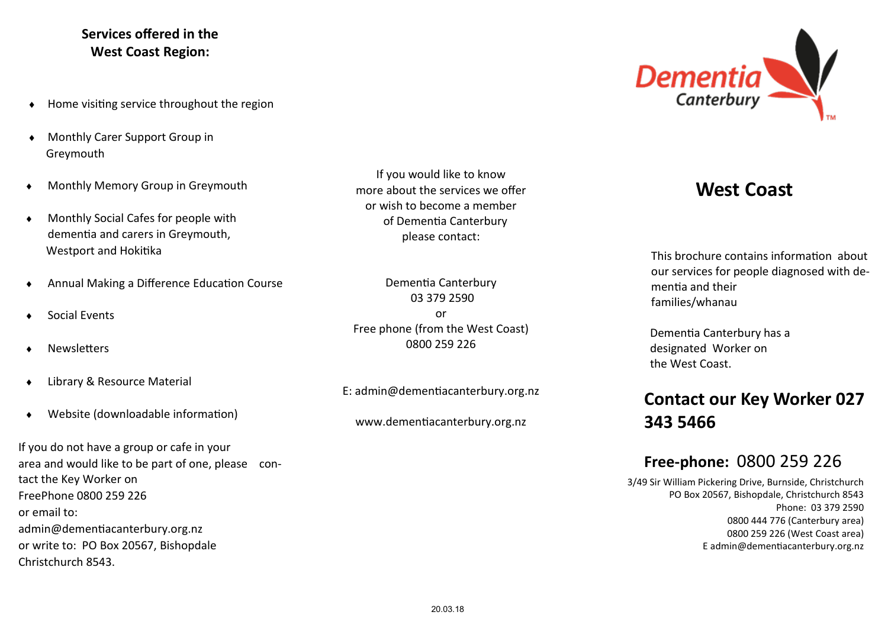## Services offered in the West Coast Region:

- Home visiting service throughout the region
- Monthly Carer Support Group in Greymouth
- Monthly Memory Group in Greymouth
- Monthly Social Cafes for people with dementia and carers in Greymouth, Westport and Hokitika
- Annual Making a Difference Education Course
- Social Events
- Newsletters
- Library & Resource Material
- Website (downloadable information)

If you do not have a group or cafe in your area and would like to be part of one, please contact the Key Worker on FreePhone 0800 259 226
or email to:
admin@dementiacanterbury.org.nz
or write to: PO Box 20567, Bishopdale Christchurch 8543.

If you would like to know more about the services we offer or wish to become a member of Dementia Canterbury please contact:

Dementia Canterbury
03 379 2590
or
Free phone (from the West Coast)
0800 259 226

E: admin@dementiacanterbury.org.nz

www.dementiacanterbury.org.nz

Dementia Canterbury™

# West Coast

This brochure contains information about our services for people diagnosed with dementia and their families/whanau

Dementia Canterbury has a designated Worker on the West Coast.

## Contact our Key Worker 027 343 5466

## Free-phone: 0800 259 226

3/49 Sir William Pickering Drive, Burnside, Christchurch
PO Box 20567, Bishopdale, Christchurch 8543
Phone: 03 379 2590
0800 444 776 (Canterbury area)
0800 259 226 (West Coast area)
E admin@dementiacanterbury.org.nz

20.03.18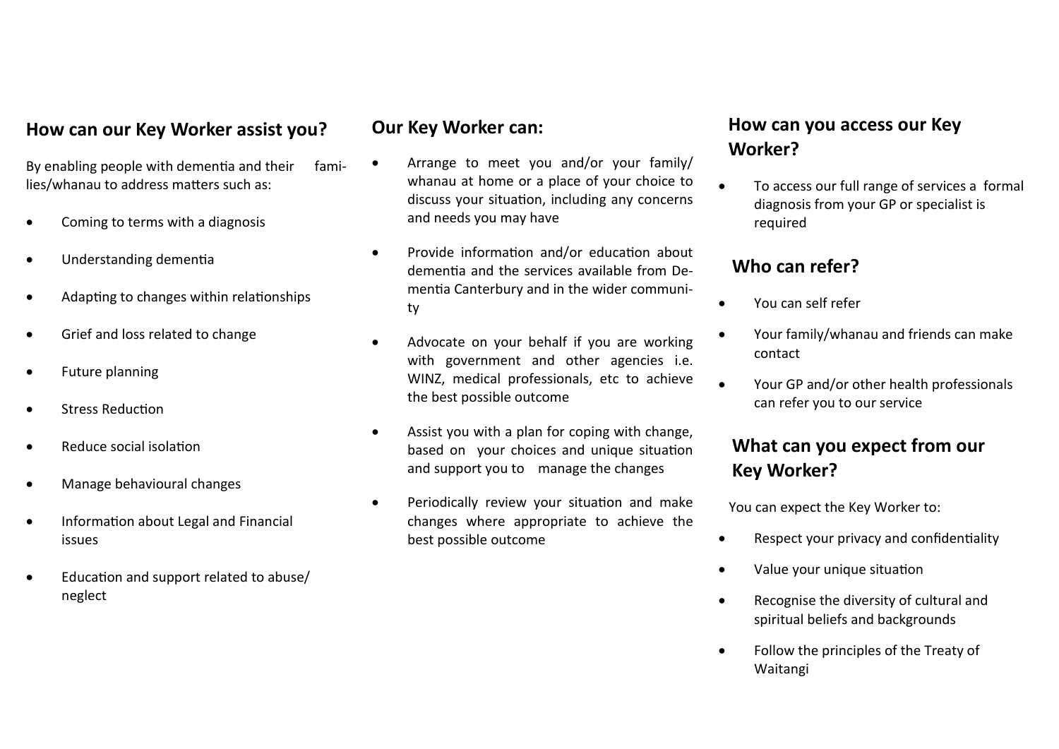## How can our Key Worker assist you?

By enabling people with dementia and their families/whanau to address matters such as:

- Coming to terms with a diagnosis
- Understanding dementia
- Adapting to changes within relationships
- Grief and loss related to change
- Future planning
- Stress Reduction
- Reduce social isolation
- Manage behavioural changes
- Information about Legal and Financial issues
- Education and support related to abuse/ neglect

## Our Key Worker can:

- Arrange to meet you and/or your family/ whanau at home or a place of your choice to discuss your situation, including any concerns and needs you may have
- Provide information and/or education about dementia and the services available from Dementia Canterbury and in the wider community
- Advocate on your behalf if you are working with government and other agencies i.e. WINZ, medical professionals, etc to achieve the best possible outcome
- Assist you with a plan for coping with change, based on your choices and unique situation and support you to manage the changes
- Periodically review your situation and make changes where appropriate to achieve the best possible outcome

## How can you access our Key Worker?

- To access our full range of services a formal diagnosis from your GP or specialist is required

## Who can refer?

- You can self refer
- Your family/whanau and friends can make contact
- Your GP and/or other health professionals can refer you to our service

## What can you expect from our Key Worker?

You can expect the Key Worker to:

- Respect your privacy and confidentiality
- Value your unique situation
- Recognise the diversity of cultural and spiritual beliefs and backgrounds
- Follow the principles of the Treaty of Waitangi